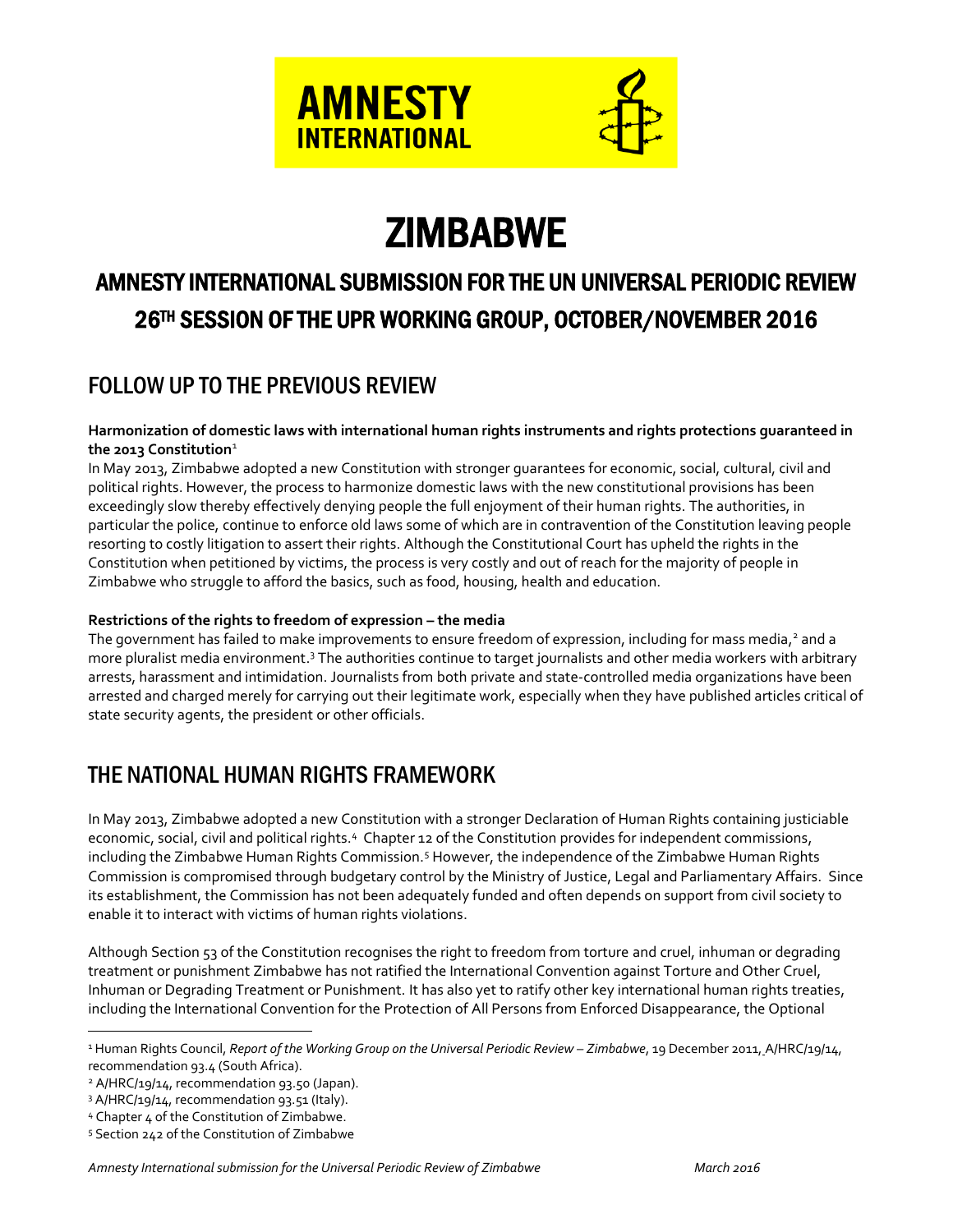# ZIMBABWE

## AMNESTY INTERNATIONAL SUBMISSION FOR THE UN UNIVERSAL PERIODIC REVIEW 26TH SESSION OF THE UPR WORKING GROUP, OCTOBER/NOVEMBER 2016

## FOLLOW UP TO THE PREVIOUS REVIEW

**Harmonization of domestic laws with international human rights instruments and rights protections guaranteed in the 2013 Constitution**[1]

In May 2013, Zimbabwe adopted a new Constitution with stronger guarantees for economic, social, cultural, civil and political rights. However, the process to harmonize domestic laws with the new constitutional provisions has been exceedingly slow thereby effectively denying people the full enjoyment of their human rights. The authorities, in particular the police, continue to enforce old laws some of which are in contravention of the Constitution leaving people resorting to costly litigation to assert their rights. Although the Constitutional Court has upheld the rights in the Constitution when petitioned by victims, the process is very costly and out of reach for the majority of people in Zimbabwe who struggle to afford the basics, such as food, housing, health and education.

**Restrictions of the rights to freedom of expression – the media**

The government has failed to make improvements to ensure freedom of expression, including for mass media,[2] and a more pluralist media environment.[3] The authorities continue to target journalists and other media workers with arbitrary arrests, harassment and intimidation. Journalists from both private and state-controlled media organizations have been arrested and charged merely for carrying out their legitimate work, especially when they have published articles critical of state security agents, the president or other officials.

## THE NATIONAL HUMAN RIGHTS FRAMEWORK

In May 2013, Zimbabwe adopted a new Constitution with a stronger Declaration of Human Rights containing justiciable economic, social, civil and political rights.[4] Chapter 12 of the Constitution provides for independent commissions, including the Zimbabwe Human Rights Commission.[5] However, the independence of the Zimbabwe Human Rights Commission is compromised through budgetary control by the Ministry of Justice, Legal and Parliamentary Affairs. Since its establishment, the Commission has not been adequately funded and often depends on support from civil society to enable it to interact with victims of human rights violations.

Although Section 53 of the Constitution recognises the right to freedom from torture and cruel, inhuman or degrading treatment or punishment Zimbabwe has not ratified the International Convention against Torture and Other Cruel, Inhuman or Degrading Treatment or Punishment. It has also yet to ratify other key international human rights treaties, including the International Convention for the Protection of All Persons from Enforced Disappearance, the Optional

---

[1] Human Rights Council, *Report of the Working Group on the Universal Periodic Review – Zimbabwe*, 19 December 2011, A/HRC/19/14, recommendation 93.4 (South Africa).

[2] A/HRC/19/14, recommendation 93.50 (Japan).

[3] A/HRC/19/14, recommendation 93.51 (Italy).

[4] Chapter 4 of the Constitution of Zimbabwe.

[5] Section 242 of the Constitution of Zimbabwe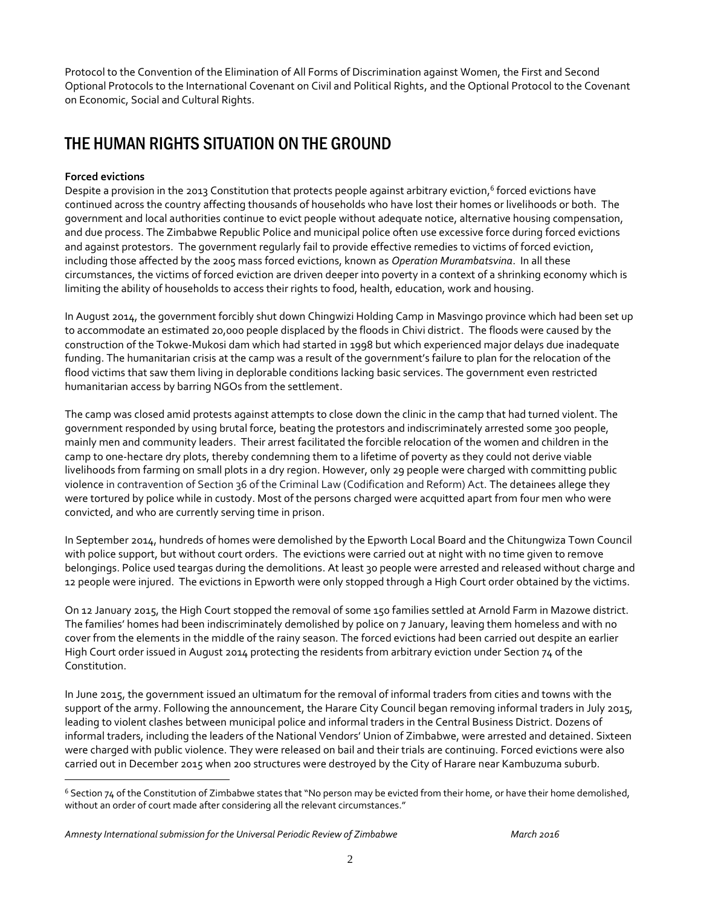Protocol to the Convention of the Elimination of All Forms of Discrimination against Women, the First and Second Optional Protocols to the International Covenant on Civil and Political Rights, and the Optional Protocol to the Covenant on Economic, Social and Cultural Rights.

## THE HUMAN RIGHTS SITUATION ON THE GROUND

**Forced evictions**

Despite a provision in the 2013 Constitution that protects people against arbitrary eviction,[6] forced evictions have continued across the country affecting thousands of households who have lost their homes or livelihoods or both. The government and local authorities continue to evict people without adequate notice, alternative housing compensation, and due process. The Zimbabwe Republic Police and municipal police often use excessive force during forced evictions and against protestors. The government regularly fail to provide effective remedies to victims of forced eviction, including those affected by the 2005 mass forced evictions, known as *Operation Murambatsvina*. In all these circumstances, the victims of forced eviction are driven deeper into poverty in a context of a shrinking economy which is limiting the ability of households to access their rights to food, health, education, work and housing.

In August 2014, the government forcibly shut down Chingwizi Holding Camp in Masvingo province which had been set up to accommodate an estimated 20,000 people displaced by the floods in Chivi district. The floods were caused by the construction of the Tokwe-Mukosi dam which had started in 1998 but which experienced major delays due inadequate funding. The humanitarian crisis at the camp was a result of the government's failure to plan for the relocation of the flood victims that saw them living in deplorable conditions lacking basic services. The government even restricted humanitarian access by barring NGOs from the settlement.

The camp was closed amid protests against attempts to close down the clinic in the camp that had turned violent. The government responded by using brutal force, beating the protestors and indiscriminately arrested some 300 people, mainly men and community leaders. Their arrest facilitated the forcible relocation of the women and children in the camp to one-hectare dry plots, thereby condemning them to a lifetime of poverty as they could not derive viable livelihoods from farming on small plots in a dry region. However, only 29 people were charged with committing public violence in contravention of Section 36 of the Criminal Law (Codification and Reform) Act. The detainees allege they were tortured by police while in custody. Most of the persons charged were acquitted apart from four men who were convicted, and who are currently serving time in prison.

In September 2014, hundreds of homes were demolished by the Epworth Local Board and the Chitungwiza Town Council with police support, but without court orders. The evictions were carried out at night with no time given to remove belongings. Police used teargas during the demolitions. At least 30 people were arrested and released without charge and 12 people were injured. The evictions in Epworth were only stopped through a High Court order obtained by the victims.

On 12 January 2015, the High Court stopped the removal of some 150 families settled at Arnold Farm in Mazowe district. The families' homes had been indiscriminately demolished by police on 7 January, leaving them homeless and with no cover from the elements in the middle of the rainy season. The forced evictions had been carried out despite an earlier High Court order issued in August 2014 protecting the residents from arbitrary eviction under Section 74 of the Constitution.

In June 2015, the government issued an ultimatum for the removal of informal traders from cities and towns with the support of the army. Following the announcement, the Harare City Council began removing informal traders in July 2015, leading to violent clashes between municipal police and informal traders in the Central Business District. Dozens of informal traders, including the leaders of the National Vendors' Union of Zimbabwe, were arrested and detained. Sixteen were charged with public violence. They were released on bail and their trials are continuing. Forced evictions were also carried out in December 2015 when 200 structures were destroyed by the City of Harare near Kambuzuma suburb.

---

[6] Section 74 of the Constitution of Zimbabwe states that "No person may be evicted from their home, or have their home demolished, without an order of court made after considering all the relevant circumstances."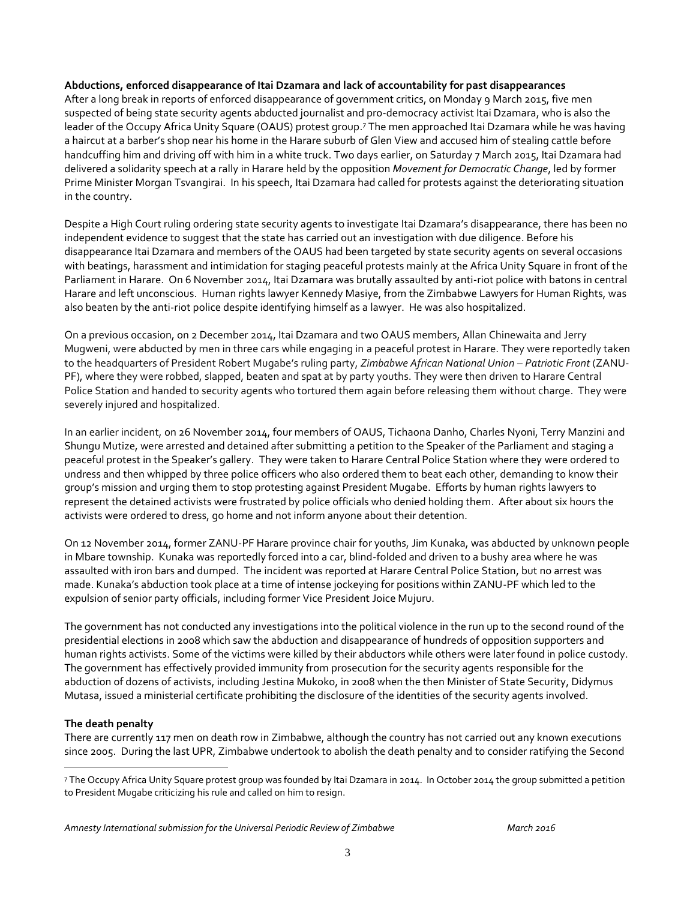**Abductions, enforced disappearance of Itai Dzamara and lack of accountability for past disappearances**

After a long break in reports of enforced disappearance of government critics, on Monday 9 March 2015, five men suspected of being state security agents abducted journalist and pro-democracy activist Itai Dzamara, who is also the leader of the Occupy Africa Unity Square (OAUS) protest group.[7] The men approached Itai Dzamara while he was having a haircut at a barber's shop near his home in the Harare suburb of Glen View and accused him of stealing cattle before handcuffing him and driving off with him in a white truck. Two days earlier, on Saturday 7 March 2015, Itai Dzamara had delivered a solidarity speech at a rally in Harare held by the opposition *Movement for Democratic Change*, led by former Prime Minister Morgan Tsvangirai. In his speech, Itai Dzamara had called for protests against the deteriorating situation in the country.

Despite a High Court ruling ordering state security agents to investigate Itai Dzamara's disappearance, there has been no independent evidence to suggest that the state has carried out an investigation with due diligence. Before his disappearance Itai Dzamara and members of the OAUS had been targeted by state security agents on several occasions with beatings, harassment and intimidation for staging peaceful protests mainly at the Africa Unity Square in front of the Parliament in Harare. On 6 November 2014, Itai Dzamara was brutally assaulted by anti-riot police with batons in central Harare and left unconscious. Human rights lawyer Kennedy Masiye, from the Zimbabwe Lawyers for Human Rights, was also beaten by the anti-riot police despite identifying himself as a lawyer. He was also hospitalized.

On a previous occasion, on 2 December 2014, Itai Dzamara and two OAUS members, Allan Chinewaita and Jerry Mugweni, were abducted by men in three cars while engaging in a peaceful protest in Harare. They were reportedly taken to the headquarters of President Robert Mugabe's ruling party, *Zimbabwe African National Union – Patriotic Front* (ZANU-PF), where they were robbed, slapped, beaten and spat at by party youths. They were then driven to Harare Central Police Station and handed to security agents who tortured them again before releasing them without charge. They were severely injured and hospitalized.

In an earlier incident, on 26 November 2014, four members of OAUS, Tichaona Danho, Charles Nyoni, Terry Manzini and Shungu Mutize, were arrested and detained after submitting a petition to the Speaker of the Parliament and staging a peaceful protest in the Speaker's gallery. They were taken to Harare Central Police Station where they were ordered to undress and then whipped by three police officers who also ordered them to beat each other, demanding to know their group's mission and urging them to stop protesting against President Mugabe. Efforts by human rights lawyers to represent the detained activists were frustrated by police officials who denied holding them. After about six hours the activists were ordered to dress, go home and not inform anyone about their detention.

On 12 November 2014, former ZANU-PF Harare province chair for youths, Jim Kunaka, was abducted by unknown people in Mbare township. Kunaka was reportedly forced into a car, blind-folded and driven to a bushy area where he was assaulted with iron bars and dumped. The incident was reported at Harare Central Police Station, but no arrest was made. Kunaka's abduction took place at a time of intense jockeying for positions within ZANU-PF which led to the expulsion of senior party officials, including former Vice President Joice Mujuru.

The government has not conducted any investigations into the political violence in the run up to the second round of the presidential elections in 2008 which saw the abduction and disappearance of hundreds of opposition supporters and human rights activists. Some of the victims were killed by their abductors while others were later found in police custody. The government has effectively provided immunity from prosecution for the security agents responsible for the abduction of dozens of activists, including Jestina Mukoko, in 2008 when the then Minister of State Security, Didymus Mutasa, issued a ministerial certificate prohibiting the disclosure of the identities of the security agents involved.

**The death penalty**

There are currently 117 men on death row in Zimbabwe, although the country has not carried out any known executions since 2005. During the last UPR, Zimbabwe undertook to abolish the death penalty and to consider ratifying the Second

---

[7] The Occupy Africa Unity Square protest group was founded by Itai Dzamara in 2014. In October 2014 the group submitted a petition to President Mugabe criticizing his rule and called on him to resign.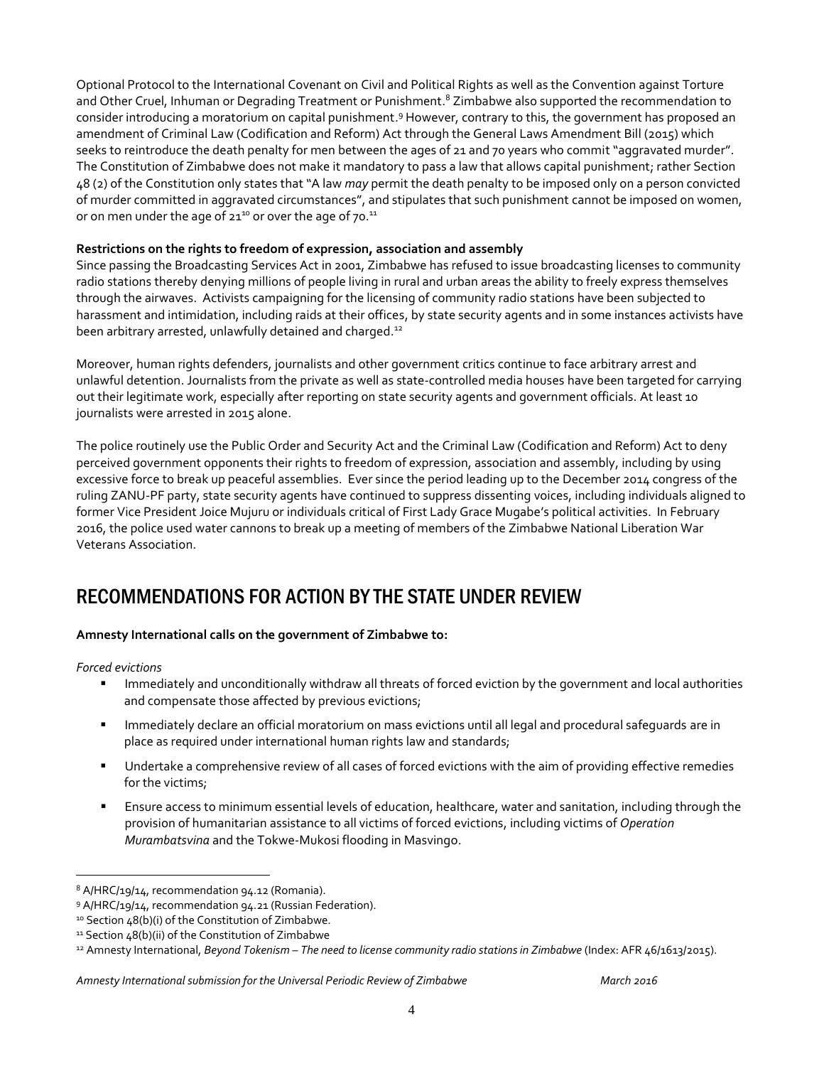Optional Protocol to the International Covenant on Civil and Political Rights as well as the Convention against Torture and Other Cruel, Inhuman or Degrading Treatment or Punishment.[8] Zimbabwe also supported the recommendation to consider introducing a moratorium on capital punishment.[9] However, contrary to this, the government has proposed an amendment of Criminal Law (Codification and Reform) Act through the General Laws Amendment Bill (2015) which seeks to reintroduce the death penalty for men between the ages of 21 and 70 years who commit "aggravated murder". The Constitution of Zimbabwe does not make it mandatory to pass a law that allows capital punishment; rather Section 48 (2) of the Constitution only states that "A law *may* permit the death penalty to be imposed only on a person convicted of murder committed in aggravated circumstances", and stipulates that such punishment cannot be imposed on women, or on men under the age of 21[10] or over the age of 70.[11]

**Restrictions on the rights to freedom of expression, association and assembly**

Since passing the Broadcasting Services Act in 2001, Zimbabwe has refused to issue broadcasting licenses to community radio stations thereby denying millions of people living in rural and urban areas the ability to freely express themselves through the airwaves. Activists campaigning for the licensing of community radio stations have been subjected to harassment and intimidation, including raids at their offices, by state security agents and in some instances activists have been arbitrary arrested, unlawfully detained and charged.[12]

Moreover, human rights defenders, journalists and other government critics continue to face arbitrary arrest and unlawful detention. Journalists from the private as well as state-controlled media houses have been targeted for carrying out their legitimate work, especially after reporting on state security agents and government officials. At least 10 journalists were arrested in 2015 alone.

The police routinely use the Public Order and Security Act and the Criminal Law (Codification and Reform) Act to deny perceived government opponents their rights to freedom of expression, association and assembly, including by using excessive force to break up peaceful assemblies. Ever since the period leading up to the December 2014 congress of the ruling ZANU-PF party, state security agents have continued to suppress dissenting voices, including individuals aligned to former Vice President Joice Mujuru or individuals critical of First Lady Grace Mugabe's political activities. In February 2016, the police used water cannons to break up a meeting of members of the Zimbabwe National Liberation War Veterans Association.

## RECOMMENDATIONS FOR ACTION BY THE STATE UNDER REVIEW

**Amnesty International calls on the government of Zimbabwe to:**

*Forced evictions*

- Immediately and unconditionally withdraw all threats of forced eviction by the government and local authorities and compensate those affected by previous evictions;
- Immediately declare an official moratorium on mass evictions until all legal and procedural safeguards are in place as required under international human rights law and standards;
- Undertake a comprehensive review of all cases of forced evictions with the aim of providing effective remedies for the victims;
- Ensure access to minimum essential levels of education, healthcare, water and sanitation, including through the provision of humanitarian assistance to all victims of forced evictions, including victims of *Operation Murambatsvina* and the Tokwe-Mukosi flooding in Masvingo.

---

[8] A/HRC/19/14, recommendation 94.12 (Romania).

[9] A/HRC/19/14, recommendation 94.21 (Russian Federation).

[10] Section 48(b)(i) of the Constitution of Zimbabwe.

[11] Section 48(b)(ii) of the Constitution of Zimbabwe

[12] Amnesty International, *Beyond Tokenism – The need to license community radio stations in Zimbabwe* (Index: AFR 46/1613/2015).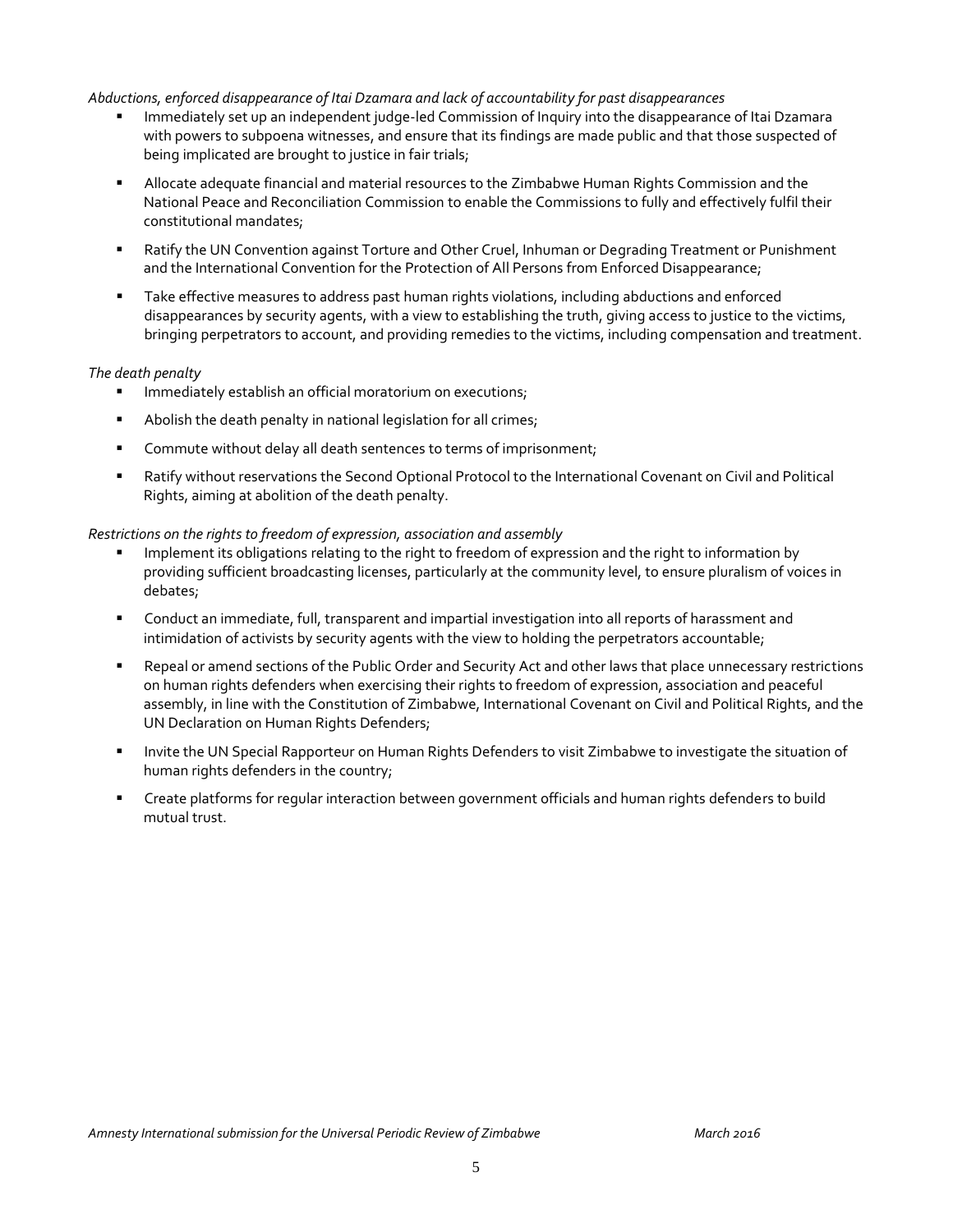*Abductions, enforced disappearance of Itai Dzamara and lack of accountability for past disappearances*

- Immediately set up an independent judge-led Commission of Inquiry into the disappearance of Itai Dzamara with powers to subpoena witnesses, and ensure that its findings are made public and that those suspected of being implicated are brought to justice in fair trials;
- Allocate adequate financial and material resources to the Zimbabwe Human Rights Commission and the National Peace and Reconciliation Commission to enable the Commissions to fully and effectively fulfil their constitutional mandates;
- Ratify the UN Convention against Torture and Other Cruel, Inhuman or Degrading Treatment or Punishment and the International Convention for the Protection of All Persons from Enforced Disappearance;
- Take effective measures to address past human rights violations, including abductions and enforced disappearances by security agents, with a view to establishing the truth, giving access to justice to the victims, bringing perpetrators to account, and providing remedies to the victims, including compensation and treatment.

*The death penalty*

- Immediately establish an official moratorium on executions;
- Abolish the death penalty in national legislation for all crimes;
- Commute without delay all death sentences to terms of imprisonment;
- Ratify without reservations the Second Optional Protocol to the International Covenant on Civil and Political Rights, aiming at abolition of the death penalty.

*Restrictions on the rights to freedom of expression, association and assembly*

- Implement its obligations relating to the right to freedom of expression and the right to information by providing sufficient broadcasting licenses, particularly at the community level, to ensure pluralism of voices in debates;
- Conduct an immediate, full, transparent and impartial investigation into all reports of harassment and intimidation of activists by security agents with the view to holding the perpetrators accountable;
- Repeal or amend sections of the Public Order and Security Act and other laws that place unnecessary restrictions on human rights defenders when exercising their rights to freedom of expression, association and peaceful assembly, in line with the Constitution of Zimbabwe, International Covenant on Civil and Political Rights, and the UN Declaration on Human Rights Defenders;
- Invite the UN Special Rapporteur on Human Rights Defenders to visit Zimbabwe to investigate the situation of human rights defenders in the country;
- Create platforms for regular interaction between government officials and human rights defenders to build mutual trust.